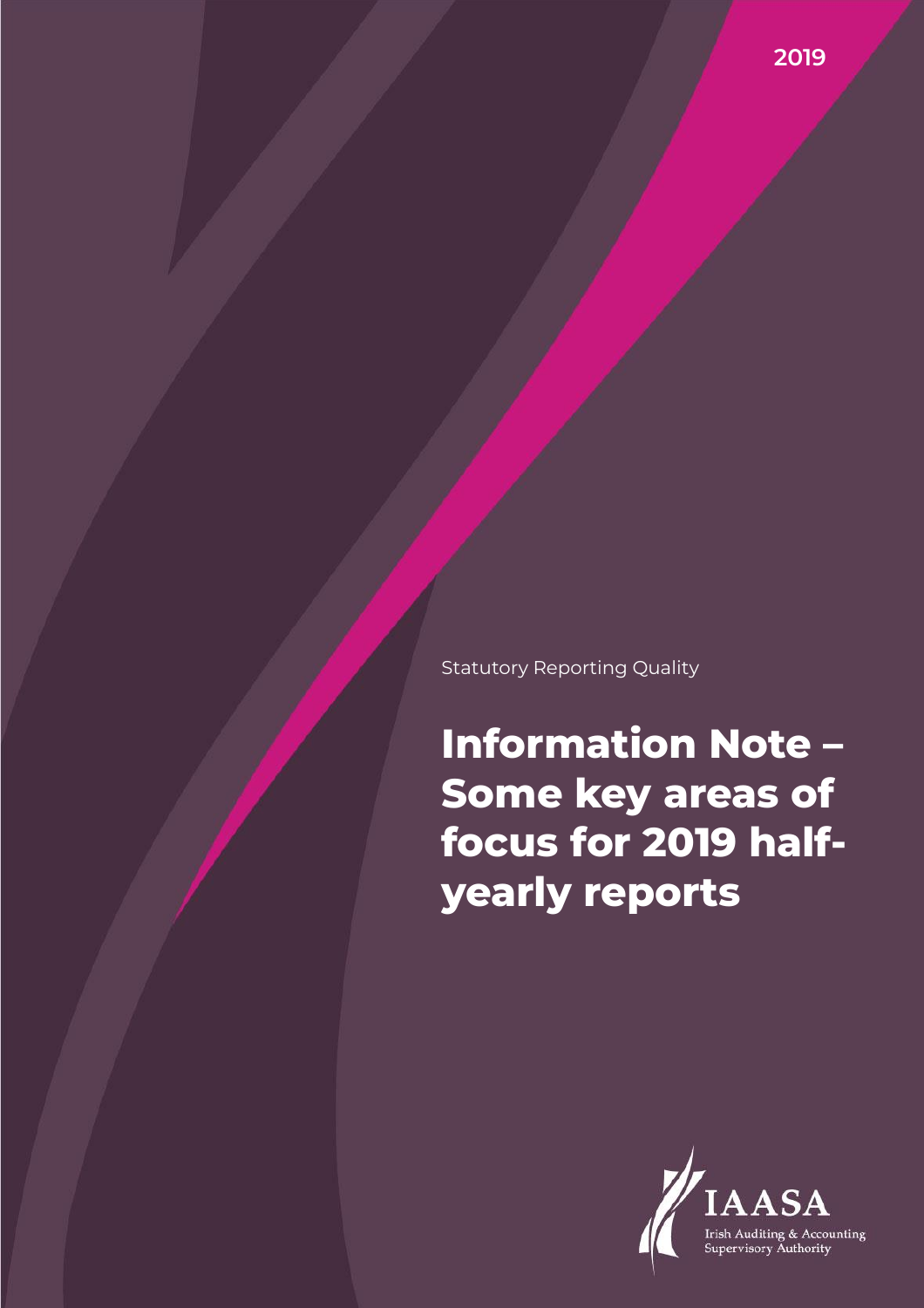2019

Statutory Reporting Quality

# Information Note – Some key areas of focus for 2019 half-yearly reports

IAASA

Irish Auditing & Accounting Supervisory Authority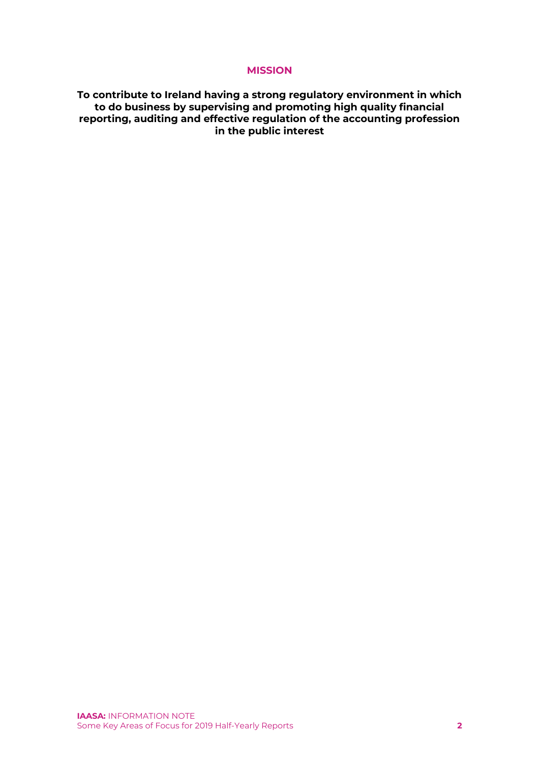## MISSION

**To contribute to Ireland having a strong regulatory environment in which to do business by supervising and promoting high quality financial reporting, auditing and effective regulation of the accounting profession in the public interest**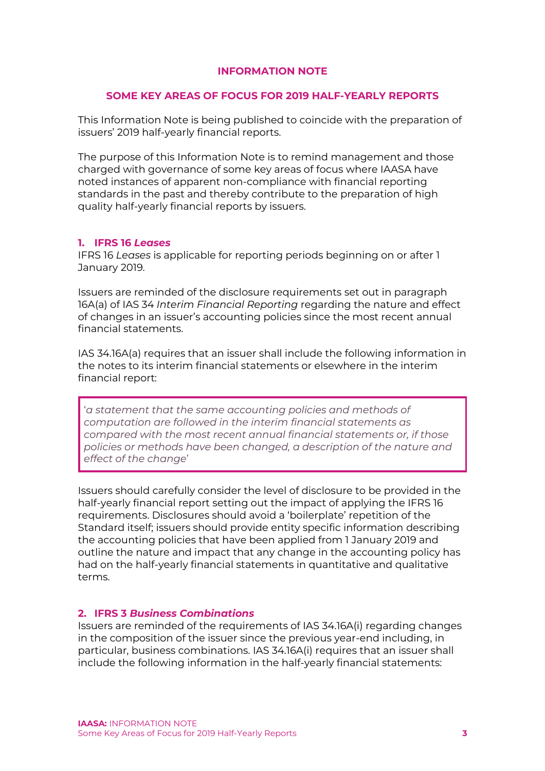## INFORMATION NOTE

## SOME KEY AREAS OF FOCUS FOR 2019 HALF-YEARLY REPORTS

This Information Note is being published to coincide with the preparation of issuers' 2019 half-yearly financial reports.

The purpose of this Information Note is to remind management and those charged with governance of some key areas of focus where IAASA have noted instances of apparent non-compliance with financial reporting standards in the past and thereby contribute to the preparation of high quality half-yearly financial reports by issuers.

### 1. IFRS 16 *Leases*

IFRS 16 *Leases* is applicable for reporting periods beginning on or after 1 January 2019.

Issuers are reminded of the disclosure requirements set out in paragraph 16A(a) of IAS 34 *Interim Financial Reporting* regarding the nature and effect of changes in an issuer's accounting policies since the most recent annual financial statements.

IAS 34.16A(a) requires that an issuer shall include the following information in the notes to its interim financial statements or elsewhere in the interim financial report:

> '*a statement that the same accounting policies and methods of computation are followed in the interim financial statements as compared with the most recent annual financial statements or, if those policies or methods have been changed, a description of the nature and effect of the change*'

Issuers should carefully consider the level of disclosure to be provided in the half-yearly financial report setting out the impact of applying the IFRS 16 requirements. Disclosures should avoid a 'boilerplate' repetition of the Standard itself; issuers should provide entity specific information describing the accounting policies that have been applied from 1 January 2019 and outline the nature and impact that any change in the accounting policy has had on the half-yearly financial statements in quantitative and qualitative terms.

### 2. IFRS 3 *Business Combinations*

Issuers are reminded of the requirements of IAS 34.16A(i) regarding changes in the composition of the issuer since the previous year-end including, in particular, business combinations. IAS 34.16A(i) requires that an issuer shall include the following information in the half-yearly financial statements: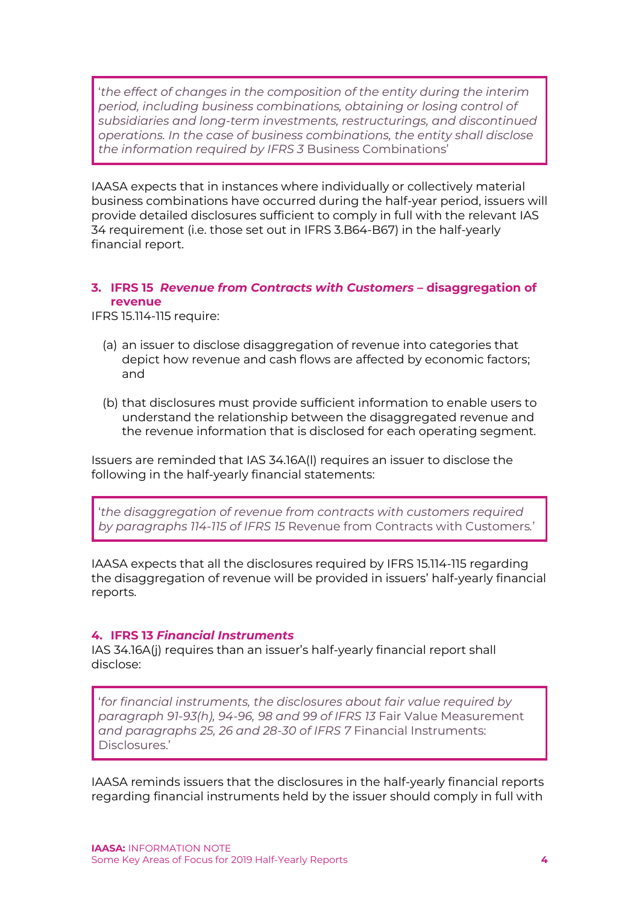> '*the effect of changes in the composition of the entity during the interim period, including business combinations, obtaining or losing control of subsidiaries and long-term investments, restructurings, and discontinued operations. In the case of business combinations, the entity shall disclose the information required by IFRS 3* Business Combinations'

IAASA expects that in instances where individually or collectively material business combinations have occurred during the half-year period, issuers will provide detailed disclosures sufficient to comply in full with the relevant IAS 34 requirement (i.e. those set out in IFRS 3.B64-B67) in the half-yearly financial report.

### 3. IFRS 15 *Revenue from Contracts with Customers* – disaggregation of revenue

IFRS 15.114-115 require:

(a) an issuer to disclose disaggregation of revenue into categories that depict how revenue and cash flows are affected by economic factors; and

(b) that disclosures must provide sufficient information to enable users to understand the relationship between the disaggregated revenue and the revenue information that is disclosed for each operating segment.

Issuers are reminded that IAS 34.16A(l) requires an issuer to disclose the following in the half-yearly financial statements:

> '*the disaggregation of revenue from contracts with customers required by paragraphs 114-115 of IFRS 15* Revenue from Contracts with Customers.'

IAASA expects that all the disclosures required by IFRS 15.114-115 regarding the disaggregation of revenue will be provided in issuers' half-yearly financial reports.

### 4. IFRS 13 *Financial Instruments*

IAS 34.16A(j) requires than an issuer's half-yearly financial report shall disclose:

> '*for financial instruments, the disclosures about fair value required by paragraph 91-93(h), 94-96, 98 and 99 of IFRS 13* Fair Value Measurement *and paragraphs 25, 26 and 28-30 of IFRS 7* Financial Instruments: Disclosures.'

IAASA reminds issuers that the disclosures in the half-yearly financial reports regarding financial instruments held by the issuer should comply in full with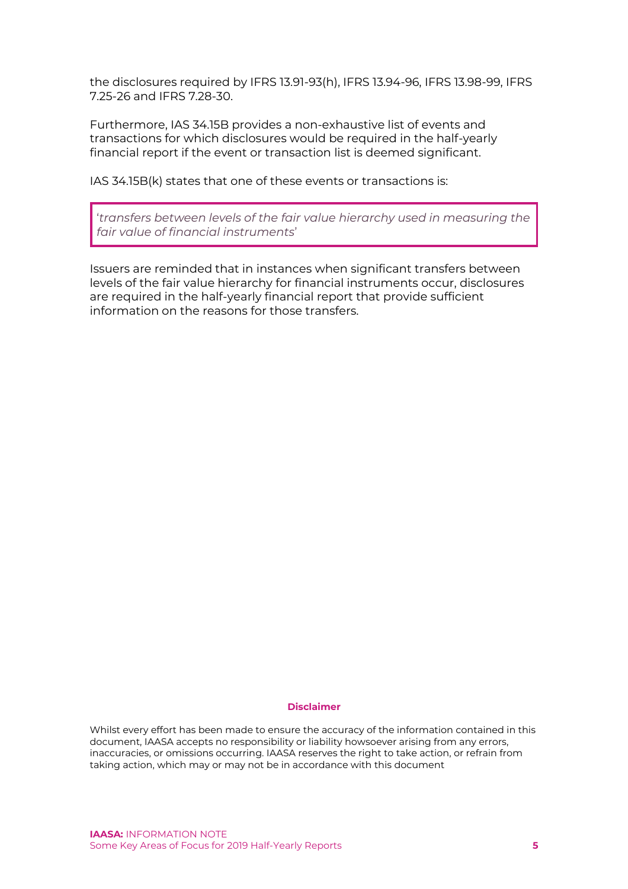the disclosures required by IFRS 13.91-93(h), IFRS 13.94-96, IFRS 13.98-99, IFRS 7.25-26 and IFRS 7.28-30.

Furthermore, IAS 34.15B provides a non-exhaustive list of events and transactions for which disclosures would be required in the half-yearly financial report if the event or transaction list is deemed significant.

IAS 34.15B(k) states that one of these events or transactions is:

> '*transfers between levels of the fair value hierarchy used in measuring the fair value of financial instruments*'

Issuers are reminded that in instances when significant transfers between levels of the fair value hierarchy for financial instruments occur, disclosures are required in the half-yearly financial report that provide sufficient information on the reasons for those transfers.

**Disclaimer**

Whilst every effort has been made to ensure the accuracy of the information contained in this document, IAASA accepts no responsibility or liability howsoever arising from any errors, inaccuracies, or omissions occurring. IAASA reserves the right to take action, or refrain from taking action, which may or may not be in accordance with this document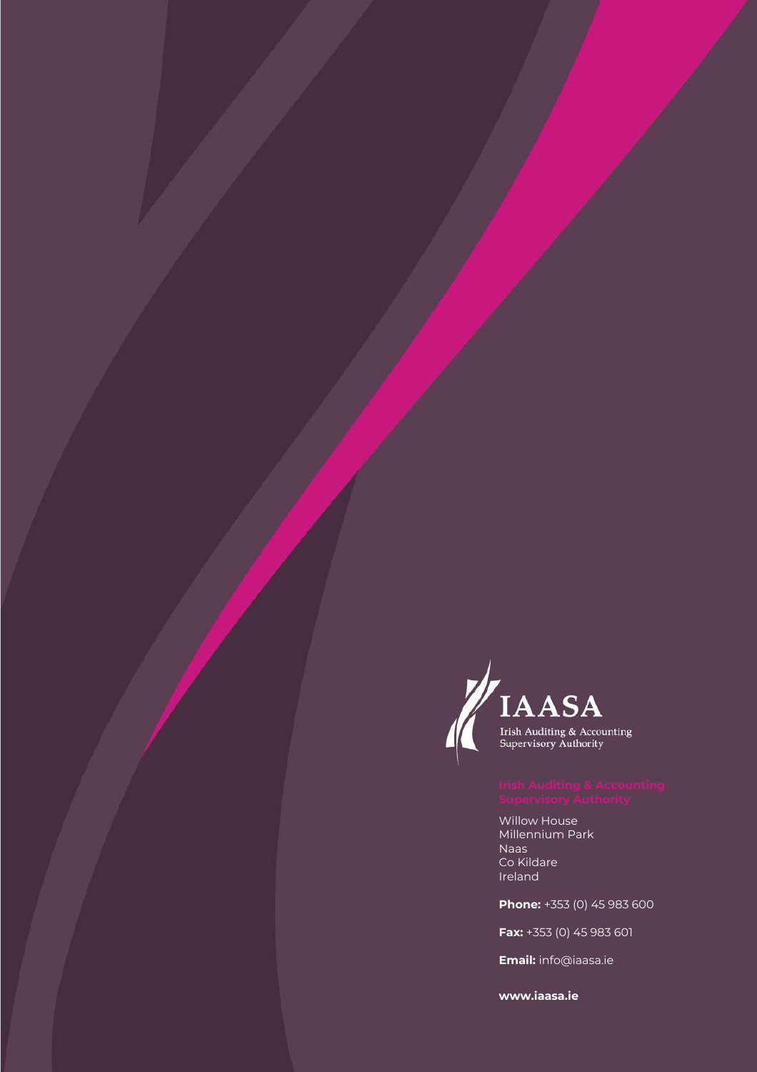IAASA

Irish Auditing & Accounting Supervisory Authority

**Irish Auditing & Accounting Supervisory Authority**

Willow House
Millennium Park
Naas
Co Kildare
Ireland

**Phone:** +353 (0) 45 983 600

**Fax:** +353 (0) 45 983 601

**Email:** info@iaasa.ie

**www.iaasa.ie**